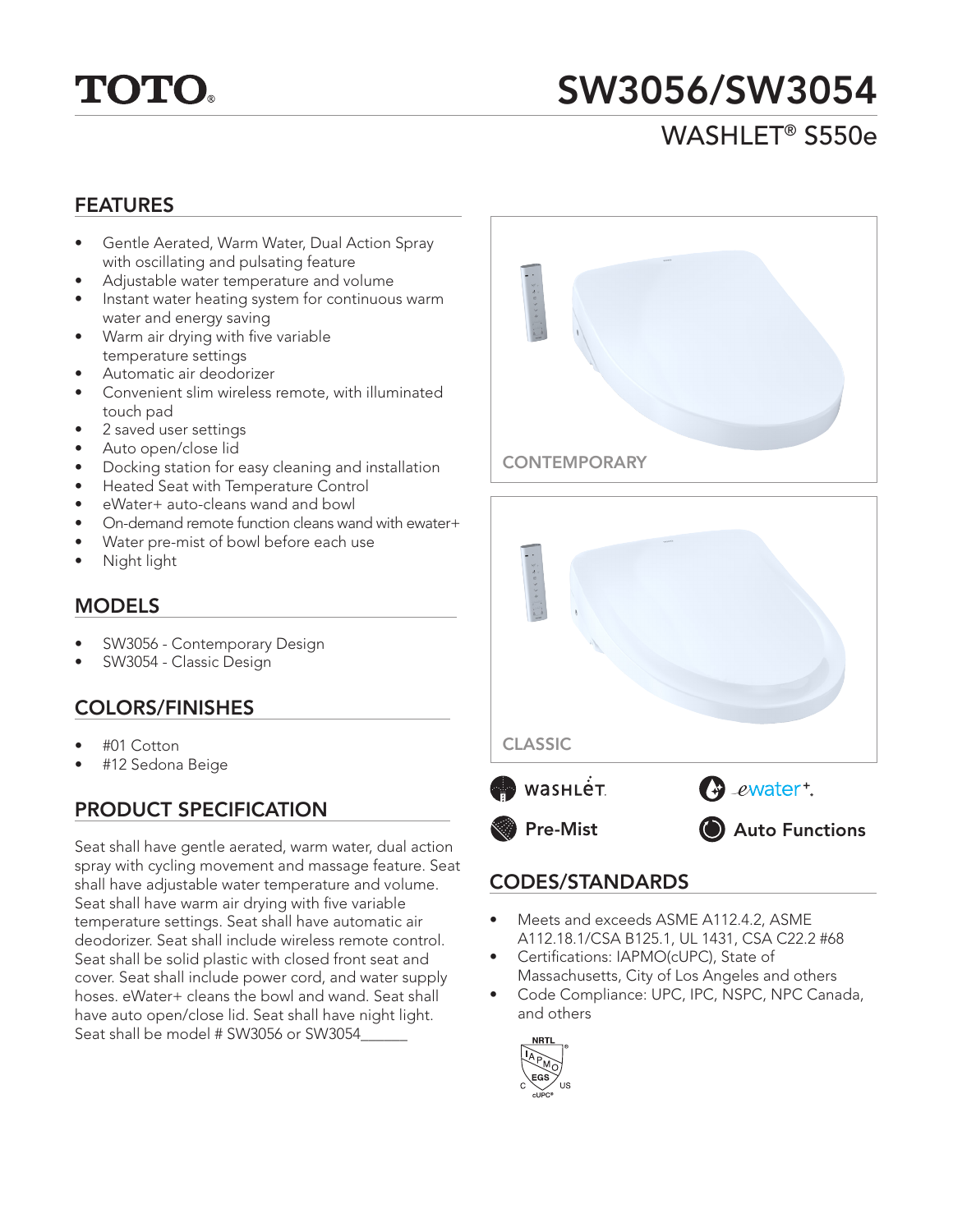TOTO®

# SW3056/SW3054

## WASHLET® S550e

## FEATURES

- Gentle Aerated, Warm Water, Dual Action Spray with oscillating and pulsating feature
- Adjustable water temperature and volume
- Instant water heating system for continuous warm water and energy saving
- Warm air drying with five variable temperature settings
- Automatic air deodorizer
- Convenient slim wireless remote, with illuminated touch pad
- 2 saved user settings
- Auto open/close lid
- Docking station for easy cleaning and installation
- Heated Seat with Temperature Control
- eWater+ auto-cleans wand and bowl
- On-demand remote function cleans wand with ewater+
- Water pre-mist of bowl before each use
- Night light

## MODELS

- SW3056 - Contemporary Design
- SW3054 - Classic Design

## COLORS/FINISHES

- #01 Cotton
- #12 Sedona Beige

## PRODUCT SPECIFICATION

Seat shall have gentle aerated, warm water, dual action spray with cycling movement and massage feature. Seat shall have adjustable water temperature and volume. Seat shall have warm air drying with five variable temperature settings. Seat shall have automatic air deodorizer. Seat shall include wireless remote control. Seat shall be solid plastic with closed front seat and cover. Seat shall include power cord, and water supply hoses. eWater+ cleans the bowl and wand. Seat shall have auto open/close lid. Seat shall have night light. Seat shall be model # SW3056 or SW3054______

CONTEMPORARY

CLASSIC

WASHLET. ewater+. Pre-Mist Auto Functions

## CODES/STANDARDS

- Meets and exceeds ASME A112.4.2, ASME A112.18.1/CSA B125.1, UL 1431, CSA C22.2 #68
- Certifications: IAPMO(cUPC), State of Massachusetts, City of Los Angeles and others
- Code Compliance: UPC, IPC, NSPC, NPC Canada, and others

NRTL IAPMO EGS C US cUPC®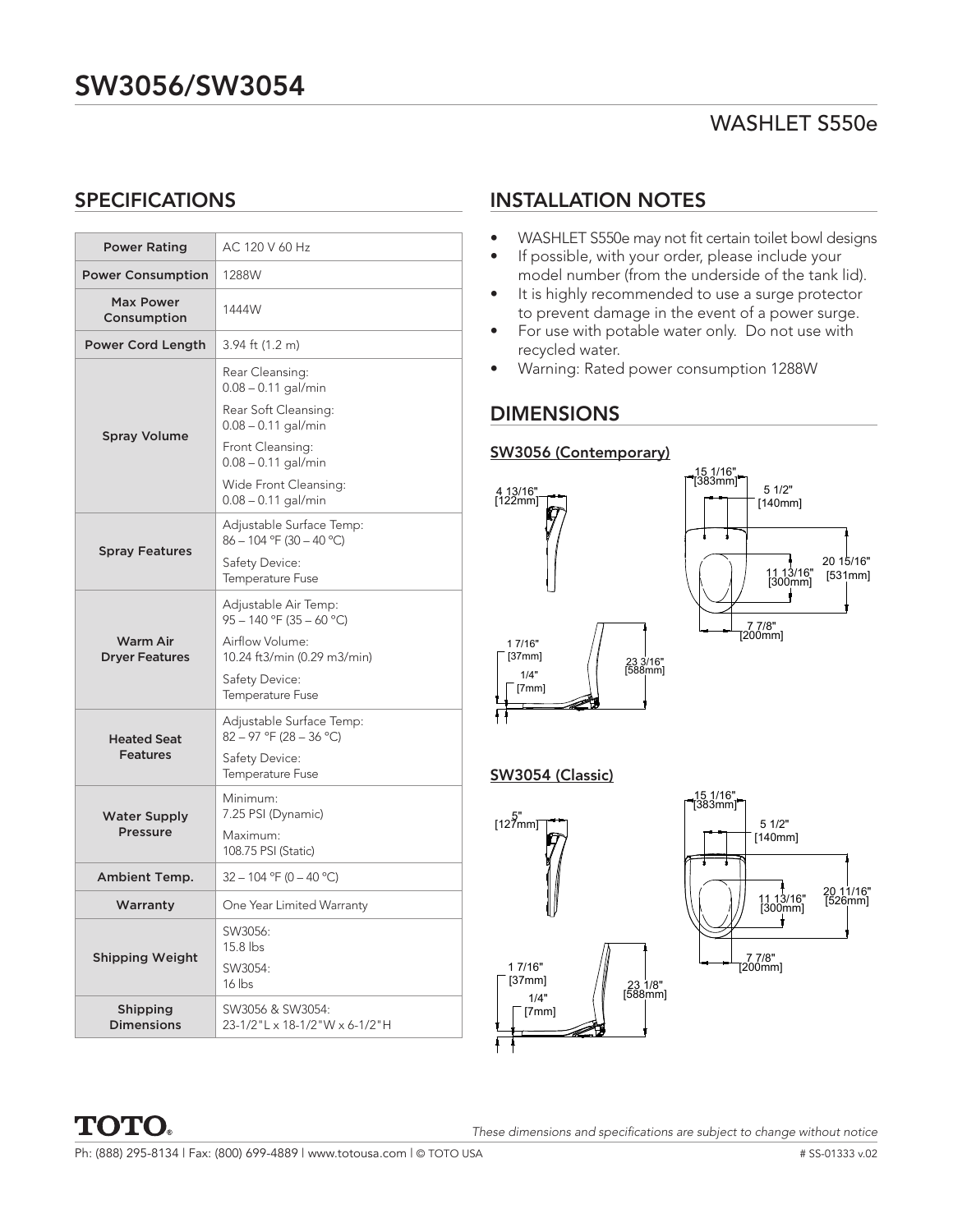# SW3056/SW3054

## WASHLET S550e

## SPECIFICATIONS

| | |
|---|---|
| Power Rating | AC 120 V 60 Hz |
| Power Consumption | 1288W |
| Max Power Consumption | 1444W |
| Power Cord Length | 3.94 ft (1.2 m) |
| Spray Volume | Rear Cleansing: 0.08 – 0.11 gal/min<br>Rear Soft Cleansing: 0.08 – 0.11 gal/min<br>Front Cleansing: 0.08 – 0.11 gal/min<br>Wide Front Cleansing: 0.08 – 0.11 gal/min |
| Spray Features | Adjustable Surface Temp: 86 – 104 °F (30 – 40 °C)<br>Safety Device: Temperature Fuse |
| Warm Air Dryer Features | Adjustable Air Temp: 95 – 140 °F (35 – 60 °C)<br>Airflow Volume: 10.24 ft3/min (0.29 m3/min)<br>Safety Device: Temperature Fuse |
| Heated Seat Features | Adjustable Surface Temp: 82 – 97 °F (28 – 36 °C)<br>Safety Device: Temperature Fuse |
| Water Supply Pressure | Minimum: 7.25 PSI (Dynamic)<br>Maximum: 108.75 PSI (Static) |
| Ambient Temp. | 32 – 104 °F (0 – 40 °C) |
| Warranty | One Year Limited Warranty |
| Shipping Weight | SW3056: 15.8 lbs<br>SW3054: 16 lbs |
| Shipping Dimensions | SW3056 & SW3054: 23-1/2"L x 18-1/2"W x 6-1/2"H |

## INSTALLATION NOTES

- WASHLET S550e may not fit certain toilet bowl designs
- If possible, with your order, please include your model number (from the underside of the tank lid).
- It is highly recommended to use a surge protector to prevent damage in the event of a power surge.
- For use with potable water only. Do not use with recycled water.
- Warning: Rated power consumption 1288W

## DIMENSIONS

### SW3056 (Contemporary)

4 13/16" [122mm]
15 1/16" [383mm]
5 1/2" [140mm]
20 15/16" [531mm]
11 13/16" [300mm]
7 7/8" [200mm]
1 7/16" [37mm]
1/4" [7mm]
23 3/16" [588mm]

### SW3054 (Classic)

5" [127mm]
15 1/16" [383mm]
5 1/2" [140mm]
20 11/16" [526mm]
11 13/16" [300mm]
7 7/8" [200mm]
1 7/16" [37mm]
1/4" [7mm]
23 1/8" [588mm]

*These dimensions and specifications are subject to change without notice*

Ph: (888) 295-8134 | Fax: (800) 699-4889 | www.totousa.com | © TOTO USA

# SS-01333 v.02